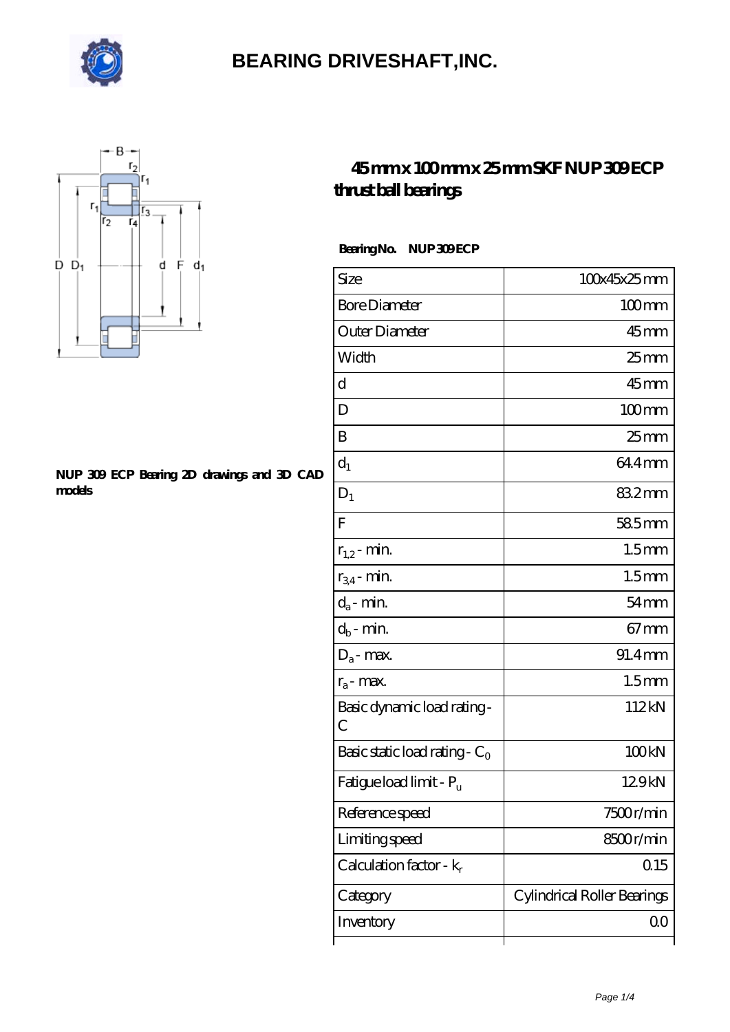# BEARING DRIVESHAFT,INC.

## 45 mm x 100 mm x 25 mm SKF NUP 309 ECP thrust ball bearings

**NUP 309 ECP Bearing 2D drawings and 3D CAD models**

**Bearing No. NUP 309 ECP**

| Size | 100x45x25 mm |
|---|---|
| Bore Diameter | 100 mm |
| Outer Diameter | 45 mm |
| Width | 25 mm |
| d | 45 mm |
| D | 100 mm |
| B | 25 mm |
| $d_1$ | 64.4 mm |
| $D_1$ | 83.2 mm |
| F | 58.5 mm |
| $r_{1,2}$ - min. | 1.5 mm |
| $r_{3,4}$ - min. | 1.5 mm |
| $d_a$ - min. | 54 mm |
| $d_b$ - min. | 67 mm |
| $D_a$ - max. | 91.4 mm |
| $r_a$ - max. | 1.5 mm |
| Basic dynamic load rating - C | 112 kN |
| Basic static load rating - $C_0$ | 100 kN |
| Fatigue load limit - $P_u$ | 12.9 kN |
| Reference speed | 7500 r/min |
| Limiting speed | 8500 r/min |
| Calculation factor - $k_r$ | 0.15 |
| Category | Cylindrical Roller Bearings |
| Inventory | 0.0 |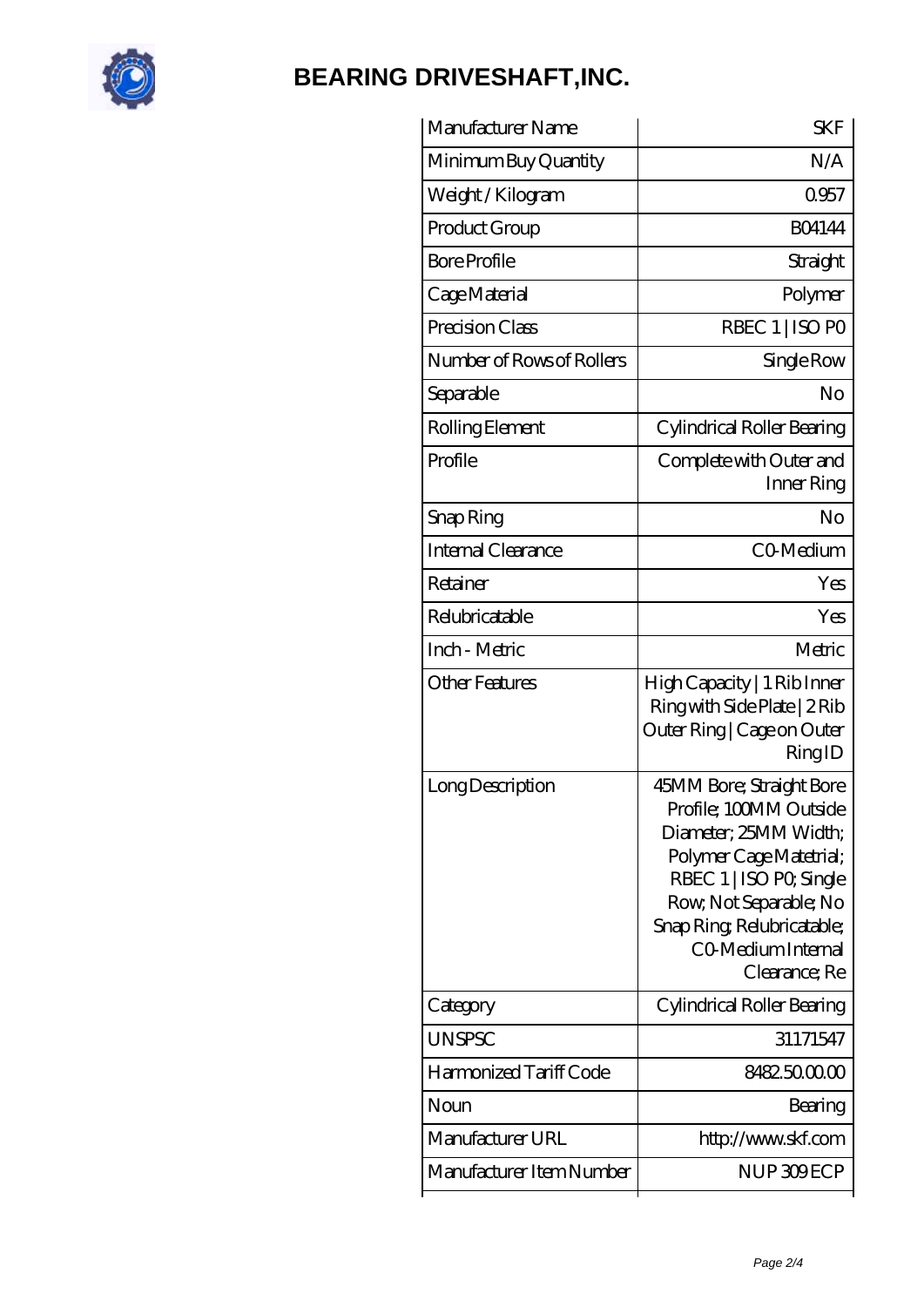| Manufacturer Name | SKF |
|---|---|
| Minimum Buy Quantity | N/A |
| Weight / Kilogram | 0.957 |
| Product Group | B04144 |
| Bore Profile | Straight |
| Cage Material | Polymer |
| Precision Class | RBEC 1 \| ISO P0 |
| Number of Rows of Rollers | Single Row |
| Separable | No |
| Rolling Element | Cylindrical Roller Bearing |
| Profile | Complete with Outer and Inner Ring |
| Snap Ring | No |
| Internal Clearance | C0-Medium |
| Retainer | Yes |
| Relubricatable | Yes |
| Inch - Metric | Metric |
| Other Features | High Capacity \| 1 Rib Inner Ring with Side Plate \| 2 Rib Outer Ring \| Cage on Outer Ring ID |
| Long Description | 45MM Bore; Straight Bore Profile; 100MM Outside Diameter; 25MM Width; Polymer Cage Matetrial; RBEC 1 \| ISO P0; Single Row; Not Separable; No Snap Ring; Relubricatable; C0-Medium Internal Clearance; Re |
| Category | Cylindrical Roller Bearing |
| UNSPSC | 31171547 |
| Harmonized Tariff Code | 8482.50.00.00 |
| Noun | Bearing |
| Manufacturer URL | http://www.skf.com |
| Manufacturer Item Number | NUP 309 ECP |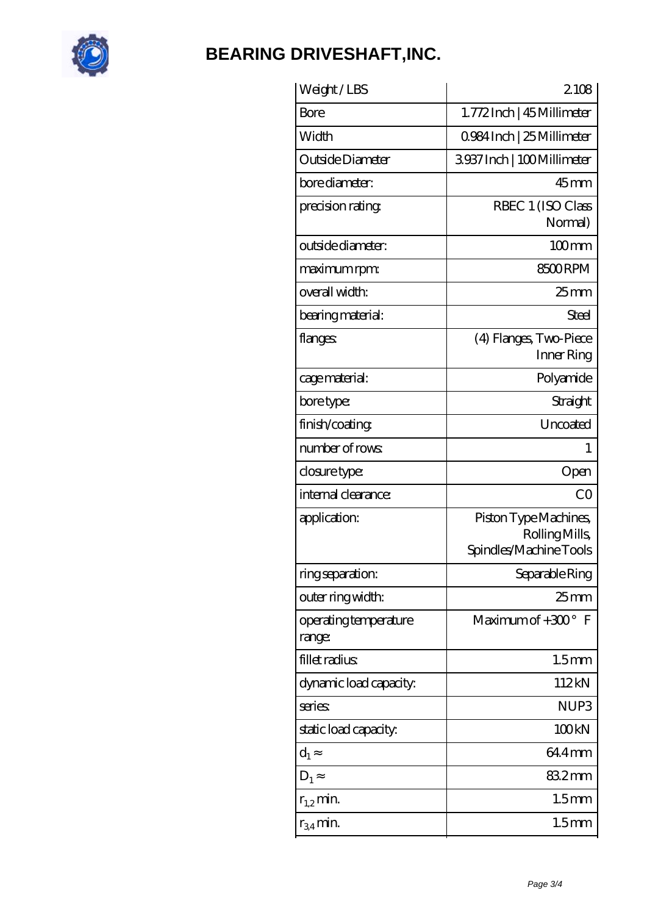# BEARING DRIVESHAFT,INC.

| Weight / LBS | 2.108 |
|---|---|
| Bore | 1.772 Inch \| 45 Millimeter |
| Width | 0.984 Inch \| 25 Millimeter |
| Outside Diameter | 3.937 Inch \| 100 Millimeter |
| bore diameter: | 45 mm |
| precision rating: | RBEC 1 (ISO Class Normal) |
| outside diameter: | 100 mm |
| maximum rpm: | 8500 RPM |
| overall width: | 25 mm |
| bearing material: | Steel |
| flanges: | (4) Flanges, Two-Piece Inner Ring |
| cage material: | Polyamide |
| bore type: | Straight |
| finish/coating: | Uncoated |
| number of rows: | 1 |
| closure type: | Open |
| internal clearance: | C0 |
| application: | Piston Type Machines, Rolling Mills, Spindles/Machine Tools |
| ring separation: | Separable Ring |
| outer ring width: | 25 mm |
| operating temperature range: | Maximum of +300 ° F |
| fillet radius: | 1.5 mm |
| dynamic load capacity: | 112 kN |
| series: | NUP3 |
| static load capacity: | 100 kN |
| $d_1 \approx$ | 64.4 mm |
| $D_1 \approx$ | 83.2 mm |
| $r_{1,2}$ min. | 1.5 mm |
| $r_{3,4}$ min. | 1.5 mm |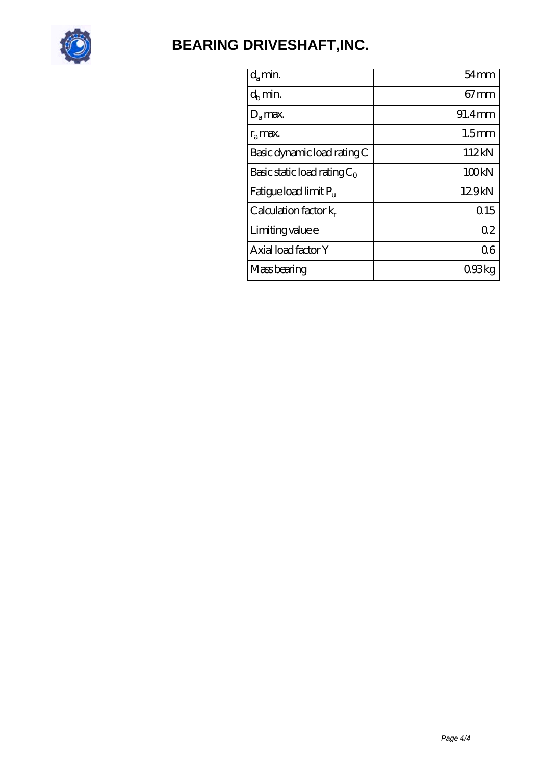| | |
|---|---|
| $d_a$ min. | 54 mm |
| $d_b$ min. | 67 mm |
| $D_a$ max. | 91.4 mm |
| $r_a$ max. | 1.5 mm |
| Basic dynamic load rating C | 112 kN |
| Basic static load rating $C_0$ | 100 kN |
| Fatigue load limit $P_u$ | 12.9 kN |
| Calculation factor $k_r$ | 0.15 |
| Limiting value e | 0.2 |
| Axial load factor Y | 0.6 |
| Mass bearing | 0.93 kg |